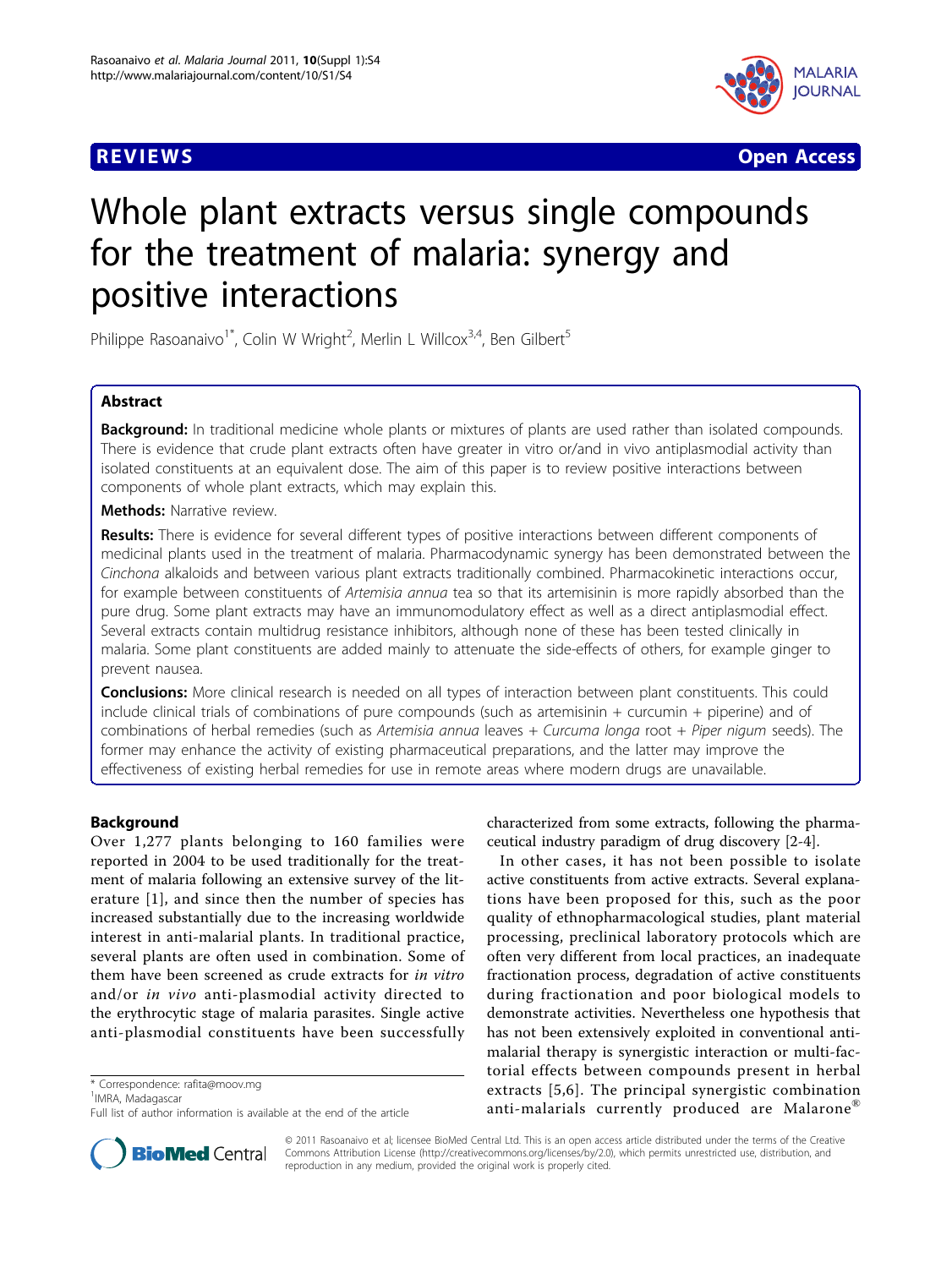REVIEWS

# Whole plant extracts versus single compounds for the treatment of malaria: synergy and positive interactions

Philippe Rasoanaivo[1*], Colin W Wright[2], Merlin L Willcox[3,4], Ben Gilbert[5]

## Abstract

**Background:** In traditional medicine whole plants or mixtures of plants are used rather than isolated compounds. There is evidence that crude plant extracts often have greater in vitro or/and in vivo antiplasmodial activity than isolated constituents at an equivalent dose. The aim of this paper is to review positive interactions between components of whole plant extracts, which may explain this.

**Methods:** Narrative review.

**Results:** There is evidence for several different types of positive interactions between different components of medicinal plants used in the treatment of malaria. Pharmacodynamic synergy has been demonstrated between the *Cinchona* alkaloids and between various plant extracts traditionally combined. Pharmacokinetic interactions occur, for example between constituents of *Artemisia annua* tea so that its artemisinin is more rapidly absorbed than the pure drug. Some plant extracts may have an immunomodulatory effect as well as a direct antiplasmodial effect. Several extracts contain multidrug resistance inhibitors, although none of these has been tested clinically in malaria. Some plant constituents are added mainly to attenuate the side-effects of others, for example ginger to prevent nausea.

**Conclusions:** More clinical research is needed on all types of interaction between plant constituents. This could include clinical trials of combinations of pure compounds (such as artemisinin + curcumin + piperine) and of combinations of herbal remedies (such as *Artemisia annua* leaves + *Curcuma longa* root + *Piper nigum* seeds). The former may enhance the activity of existing pharmaceutical preparations, and the latter may improve the effectiveness of existing herbal remedies for use in remote areas where modern drugs are unavailable.

## Background

Over 1,277 plants belonging to 160 families were reported in 2004 to be used traditionally for the treatment of malaria following an extensive survey of the literature [1], and since then the number of species has increased substantially due to the increasing worldwide interest in anti-malarial plants. In traditional practice, several plants are often used in combination. Some of them have been screened as crude extracts for *in vitro* and/or *in vivo* anti-plasmodial activity directed to the erythrocytic stage of malaria parasites. Single active anti-plasmodial constituents have been successfully characterized from some extracts, following the pharmaceutical industry paradigm of drug discovery [2-4].

In other cases, it has not been possible to isolate active constituents from active extracts. Several explanations have been proposed for this, such as the poor quality of ethnopharmacological studies, plant material processing, preclinical laboratory protocols which are often very different from local practices, an inadequate fractionation process, degradation of active constituents during fractionation and poor biological models to demonstrate activities. Nevertheless one hypothesis that has not been extensively exploited in conventional anti-malarial therapy is synergistic interaction or multi-factorial effects between compounds present in herbal extracts [5,6]. The principal synergistic combination anti-malarials currently produced are Malarone®

\* Correspondence: rafita@moov.mg

[1]IMRA, Madagascar

Full list of author information is available at the end of the article

© 2011 Rasoanaivo et al; licensee BioMed Central Ltd. This is an open access article distributed under the terms of the Creative Commons Attribution License (http://creativecommons.org/licenses/by/2.0), which permits unrestricted use, distribution, and reproduction in any medium, provided the original work is properly cited.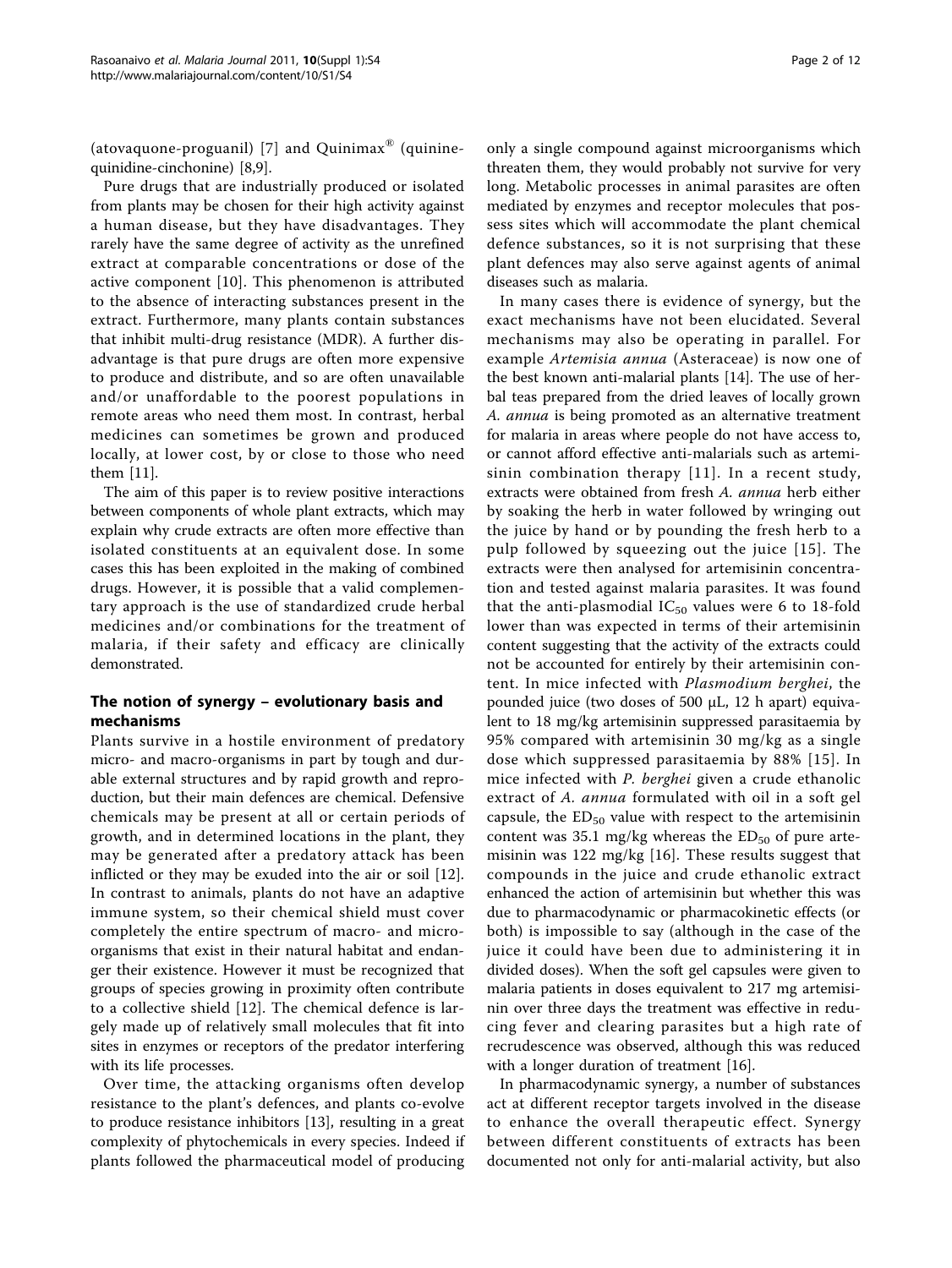(atovaquone-proguanil) [7] and Quinimax® (quinine-quinidine-cinchonine) [8,9].

Pure drugs that are industrially produced or isolated from plants may be chosen for their high activity against a human disease, but they have disadvantages. They rarely have the same degree of activity as the unrefined extract at comparable concentrations or dose of the active component [10]. This phenomenon is attributed to the absence of interacting substances present in the extract. Furthermore, many plants contain substances that inhibit multi-drug resistance (MDR). A further disadvantage is that pure drugs are often more expensive to produce and distribute, and so are often unavailable and/or unaffordable to the poorest populations in remote areas who need them most. In contrast, herbal medicines can sometimes be grown and produced locally, at lower cost, by or close to those who need them [11].

The aim of this paper is to review positive interactions between components of whole plant extracts, which may explain why crude extracts are often more effective than isolated constituents at an equivalent dose. In some cases this has been exploited in the making of combined drugs. However, it is possible that a valid complementary approach is the use of standardized crude herbal medicines and/or combinations for the treatment of malaria, if their safety and efficacy are clinically demonstrated.

## The notion of synergy – evolutionary basis and mechanisms

Plants survive in a hostile environment of predatory micro- and macro-organisms in part by tough and durable external structures and by rapid growth and reproduction, but their main defences are chemical. Defensive chemicals may be present at all or certain periods of growth, and in determined locations in the plant, they may be generated after a predatory attack has been inflicted or they may be exuded into the air or soil [12]. In contrast to animals, plants do not have an adaptive immune system, so their chemical shield must cover completely the entire spectrum of macro- and micro-organisms that exist in their natural habitat and endanger their existence. However it must be recognized that groups of species growing in proximity often contribute to a collective shield [12]. The chemical defence is largely made up of relatively small molecules that fit into sites in enzymes or receptors of the predator interfering with its life processes.

Over time, the attacking organisms often develop resistance to the plant's defences, and plants co-evolve to produce resistance inhibitors [13], resulting in a great complexity of phytochemicals in every species. Indeed if plants followed the pharmaceutical model of producing only a single compound against microorganisms which threaten them, they would probably not survive for very long. Metabolic processes in animal parasites are often mediated by enzymes and receptor molecules that possess sites which will accommodate the plant chemical defence substances, so it is not surprising that these plant defences may also serve against agents of animal diseases such as malaria.

In many cases there is evidence of synergy, but the exact mechanisms have not been elucidated. Several mechanisms may also be operating in parallel. For example *Artemisia annua* (Asteraceae) is now one of the best known anti-malarial plants [14]. The use of herbal teas prepared from the dried leaves of locally grown *A. annua* is being promoted as an alternative treatment for malaria in areas where people do not have access to, or cannot afford effective anti-malarials such as artemisinin combination therapy [11]. In a recent study, extracts were obtained from fresh *A. annua* herb either by soaking the herb in water followed by wringing out the juice by hand or by pounding the fresh herb to a pulp followed by squeezing out the juice [15]. The extracts were then analysed for artemisinin concentration and tested against malaria parasites. It was found that the anti-plasmodial $IC_{50}$ values were 6 to 18-fold lower than was expected in terms of their artemisinin content suggesting that the activity of the extracts could not be accounted for entirely by their artemisinin content. In mice infected with *Plasmodium berghei*, the pounded juice (two doses of 500 μL, 12 h apart) equivalent to 18 mg/kg artemisinin suppressed parasitaemia by 95% compared with artemisinin 30 mg/kg as a single dose which suppressed parasitaemia by 88% [15]. In mice infected with *P. berghei* given a crude ethanolic extract of *A. annua* formulated with oil in a soft gel capsule, the $ED_{50}$ value with respect to the artemisinin content was 35.1 mg/kg whereas the $ED_{50}$ of pure artemisinin was 122 mg/kg [16]. These results suggest that compounds in the juice and crude ethanolic extract enhanced the action of artemisinin but whether this was due to pharmacodynamic or pharmacokinetic effects (or both) is impossible to say (although in the case of the juice it could have been due to administering it in divided doses). When the soft gel capsules were given to malaria patients in doses equivalent to 217 mg artemisinin over three days the treatment was effective in reducing fever and clearing parasites but a high rate of recrudescence was observed, although this was reduced with a longer duration of treatment [16].

In pharmacodynamic synergy, a number of substances act at different receptor targets involved in the disease to enhance the overall therapeutic effect. Synergy between different constituents of extracts has been documented not only for anti-malarial activity, but also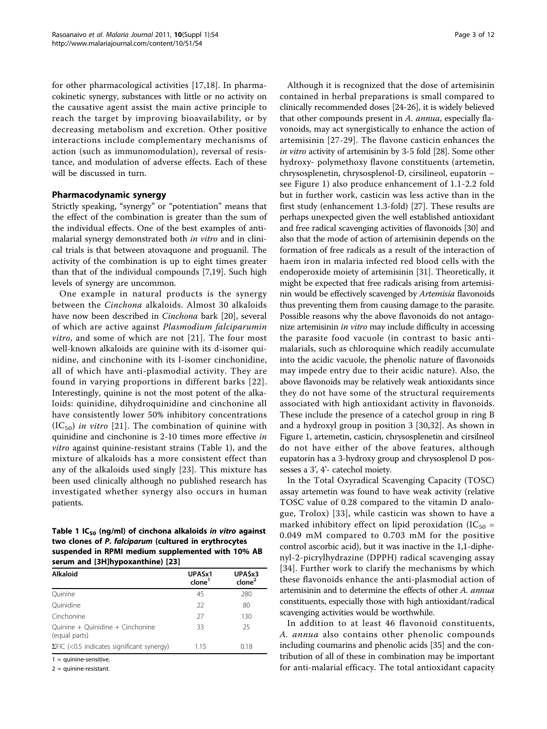for other pharmacological activities [17,18]. In pharmacokinetic synergy, substances with little or no activity on the causative agent assist the main active principle to reach the target by improving bioavailability, or by decreasing metabolism and excretion. Other positive interactions include complementary mechanisms of action (such as immunomodulation), reversal of resistance, and modulation of adverse effects. Each of these will be discussed in turn.

## Pharmacodynamic synergy

Strictly speaking, "synergy" or "potentiation" means that the effect of the combination is greater than the sum of the individual effects. One of the best examples of antimalarial synergy demonstrated both *in vitro* and in clinical trials is that between atovaquone and proguanil. The activity of the combination is up to eight times greater than that of the individual compounds [7,19]. Such high levels of synergy are uncommon.

One example in natural products is the synergy between the *Cinchona* alkaloids. Almost 30 alkaloids have now been described in *Cinchona* bark [20], several of which are active against *Plasmodium falciparumin vitro*, and some of which are not [21]. The four most well-known alkaloids are quinine with its d-isomer quinidine, and cinchonine with its l-isomer cinchonidine, all of which have anti-plasmodial activity. They are found in varying proportions in different barks [22]. Interestingly, quinine is not the most potent of the alkaloids: quinidine, dihydroquinidine and cinchonine all have consistently lower 50% inhibitory concentrations ($IC_{50}$) *in vitro* [21]. The combination of quinine with quinidine and cinchonine is 2-10 times more effective *in vitro* against quinine-resistant strains (Table 1), and the mixture of alkaloids has a more consistent effect than any of the alkaloids used singly [23]. This mixture has been used clinically although no published research has investigated whether synergy also occurs in human patients.

**Table 1 $IC_{50}$ (ng/ml) of cinchona alkaloids *in vitro* against two clones of *P. falciparum* (cultured in erythrocytes suspended in RPMI medium supplemented with 10% AB serum and [3H]hypoxanthine) [23]**

| Alkaloid | UPASx1 clone[1] | UPASx3 clone[2] |
|---|---|---|
| Quinine | 45 | 280 |
| Quinidine | 22 | 80 |
| Cinchonine | 27 | 130 |
| Quinine + Quinidine + Cinchonine (equal parts) | 33 | 25 |
| ΣFIC (<0.5 indicates significant synergy) | 1.15 | 0.18 |

1 = quinine-sensitive.

2 = quinine-resistant.

Although it is recognized that the dose of artemisinin contained in herbal preparations is small compared to clinically recommended doses [24-26], it is widely believed that other compounds present in *A. annua*, especially flavonoids, may act synergistically to enhance the action of artemisinin [27-29]. The flavone casticin enhances the *in vitro* activity of artemisinin by 3-5 fold [28]. Some other hydroxy- polymethoxy flavone constituents (artemetin, chrysosplenetin, chrysosplenol-D, cirsilineol, eupatorin – see Figure 1) also produce enhancement of 1.1-2.2 fold but in further work, casticin was less active than in the first study (enhancement 1.3-fold) [27]. These results are perhaps unexpected given the well established antioxidant and free radical scavenging activities of flavonoids [30] and also that the mode of action of artemisinin depends on the formation of free radicals as a result of the interaction of haem iron in malaria infected red blood cells with the endoperoxide moiety of artemisinin [31]. Theoretically, it might be expected that free radicals arising from artemisinin would be effectively scavenged by *Artemisia* flavonoids thus preventing them from causing damage to the parasite. Possible reasons why the above flavonoids do not antagonize artemisinin *in vitro* may include difficulty in accessing the parasite food vacuole (in contrast to basic antimalarials, such as chloroquine which readily accumulate into the acidic vacuole, the phenolic nature of flavonoids may impede entry due to their acidic nature). Also, the above flavonoids may be relatively weak antioxidants since they do not have some of the structural requirements associated with high antioxidant activity in flavonoids. These include the presence of a catechol group in ring B and a hydroxyl group in position 3 [30,32]. As shown in Figure 1, artemetin, casticin, chrysosplenetin and cirsilneol do not have either of the above features, although eupatorin has a 3-hydroxy group and chrysosplenol D possesses a 3', 4'- catechol moiety.

In the Total Oxyradical Scavenging Capacity (TOSC) assay artemetin was found to have weak activity (relative TOSC value of 0.28 compared to the vitamin D analogue, Trolox) [33], while casticin was shown to have a marked inhibitory effect on lipid peroxidation ($IC_{50}$ = 0.049 mM compared to 0.703 mM for the positive control ascorbic acid), but it was inactive in the 1,1-diphenyl-2-picrylhydrazine (DPPH) radical scavenging assay [34]. Further work to clarify the mechanisms by which these flavonoids enhance the anti-plasmodial action of artemisinin and to determine the effects of other *A. annua* constituents, especially those with high antioxidant/radical scavenging activities would be worthwhile.

In addition to at least 46 flavonoid constituents, *A. annua* also contains other phenolic compounds including coumarins and phenolic acids [35] and the contribution of all of these in combination may be important for anti-malarial efficacy. The total antioxidant capacity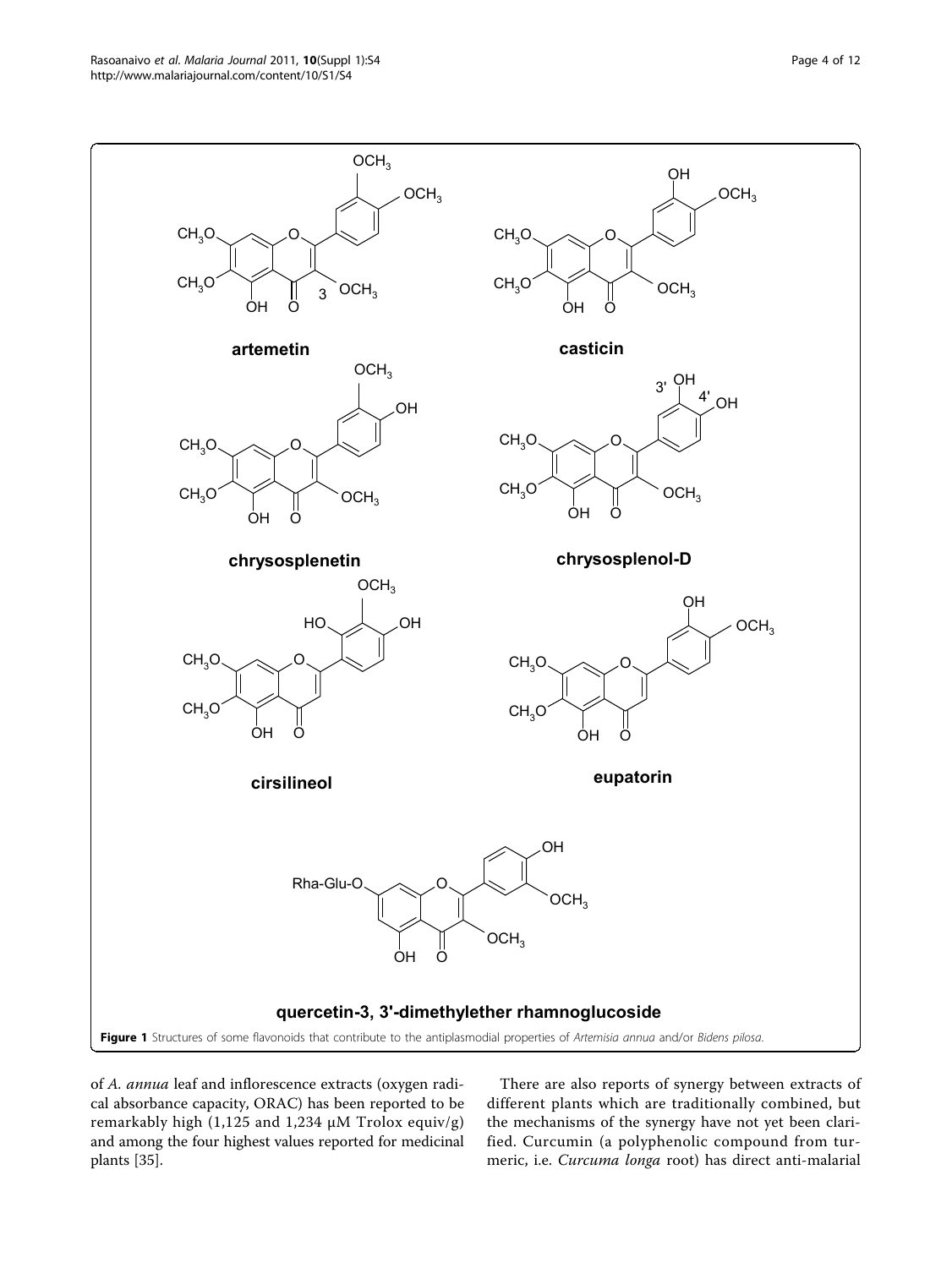Figure 1 Structures of some flavonoids that contribute to the antiplasmodial properties of *Artemisia annua* and/or *Bidens pilosa*.

of *A. annua* leaf and inflorescence extracts (oxygen radical absorbance capacity, ORAC) has been reported to be remarkably high (1,125 and 1,234 µM Trolox equiv/g) and among the four highest values reported for medicinal plants [35].

There are also reports of synergy between extracts of different plants which are traditionally combined, but the mechanisms of the synergy have not yet been clarified. Curcumin (a polyphenolic compound from turmeric, i.e. *Curcuma longa* root) has direct anti-malarial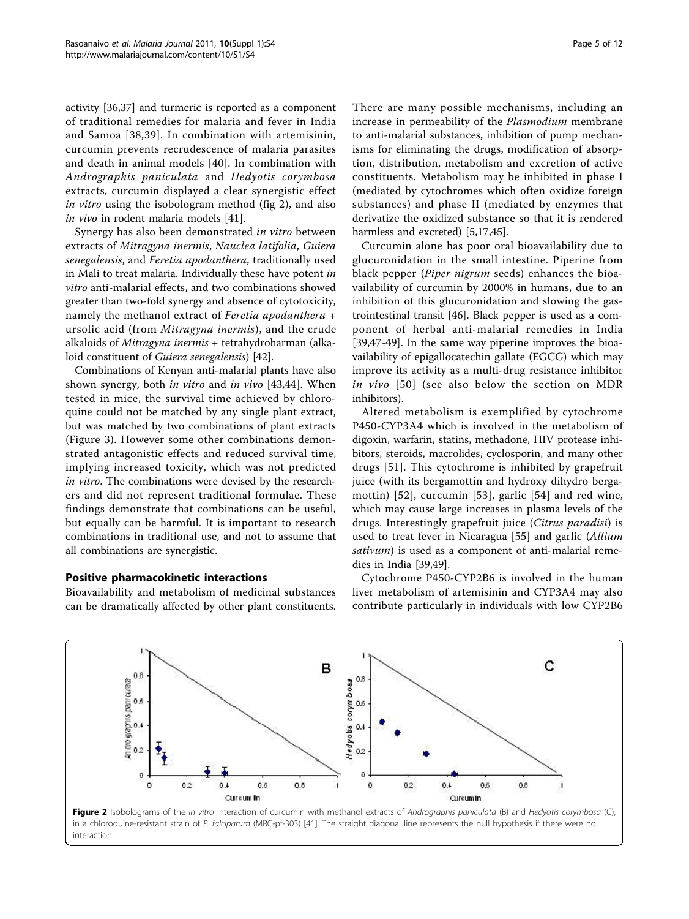activity [36,37] and turmeric is reported as a component of traditional remedies for malaria and fever in India and Samoa [38,39]. In combination with artemisinin, curcumin prevents recrudescence of malaria parasites and death in animal models [40]. In combination with *Andrographis paniculata* and *Hedyotis corymbosa* extracts, curcumin displayed a clear synergistic effect *in vitro* using the isobologram method (fig 2), and also *in vivo* in rodent malaria models [41].

Synergy has also been demonstrated *in vitro* between extracts of *Mitragyna inermis*, *Nauclea latifolia*, *Guiera senegalensis*, and *Feretia apodanthera*, traditionally used in Mali to treat malaria. Individually these have potent *in vitro* anti-malarial effects, and two combinations showed greater than two-fold synergy and absence of cytotoxicity, namely the methanol extract of *Feretia apodanthera* + ursolic acid (from *Mitragyna inermis*), and the crude alkaloids of *Mitragyna inermis* + tetrahydroharman (alkaloid constituent of *Guiera senegalensis*) [42].

Combinations of Kenyan anti-malarial plants have also shown synergy, both *in vitro* and *in vivo* [43,44]. When tested in mice, the survival time achieved by chloroquine could not be matched by any single plant extract, but was matched by two combinations of plant extracts (Figure 3). However some other combinations demonstrated antagonistic effects and reduced survival time, implying increased toxicity, which was not predicted *in vitro*. The combinations were devised by the researchers and did not represent traditional formulae. These findings demonstrate that combinations can be useful, but equally can be harmful. It is important to research combinations in traditional use, and not to assume that all combinations are synergistic.

## Positive pharmacokinetic interactions

Bioavailability and metabolism of medicinal substances can be dramatically affected by other plant constituents. There are many possible mechanisms, including an increase in permeability of the *Plasmodium* membrane to anti-malarial substances, inhibition of pump mechanisms for eliminating the drugs, modification of absorption, distribution, metabolism and excretion of active constituents. Metabolism may be inhibited in phase I (mediated by cytochromes which often oxidize foreign substances) and phase II (mediated by enzymes that derivatize the oxidized substance so that it is rendered harmless and excreted) [5,17,45].

Curcumin alone has poor oral bioavailability due to glucuronidation in the small intestine. Piperine from black pepper (*Piper nigrum* seeds) enhances the bioavailability of curcumin by 2000% in humans, due to an inhibition of this glucuronidation and slowing the gastrointestinal transit [46]. Black pepper is used as a component of herbal anti-malarial remedies in India [39,47-49]. In the same way piperine improves the bioavailability of epigallocatechin gallate (EGCG) which may improve its activity as a multi-drug resistance inhibitor *in vivo* [50] (see also below the section on MDR inhibitors).

Altered metabolism is exemplified by cytochrome P450-CYP3A4 which is involved in the metabolism of digoxin, warfarin, statins, methadone, HIV protease inhibitors, steroids, macrolides, cyclosporin, and many other drugs [51]. This cytochrome is inhibited by grapefruit juice (with its bergamottin and hydroxy dihydro bergamottin) [52], curcumin [53], garlic [54] and red wine, which may cause large increases in plasma levels of the drugs. Interestingly grapefruit juice (*Citrus paradisi*) is used to treat fever in Nicaragua [55] and garlic (*Allium sativum*) is used as a component of anti-malarial remedies in India [39,49].

Cytochrome P450-CYP2B6 is involved in the human liver metabolism of artemisinin and CYP3A4 may also contribute particularly in individuals with low CYP2B6

**Figure 2** Isobolograms of the *in vitro* interaction of curcumin with methanol extracts of *Andrographis paniculata* (B) and *Hedyotis corymbosa* (C), in a chloroquine-resistant strain of *P. falciparum* (MRC-pf-303) [41]. The straight diagonal line represents the null hypothesis if there were no interaction.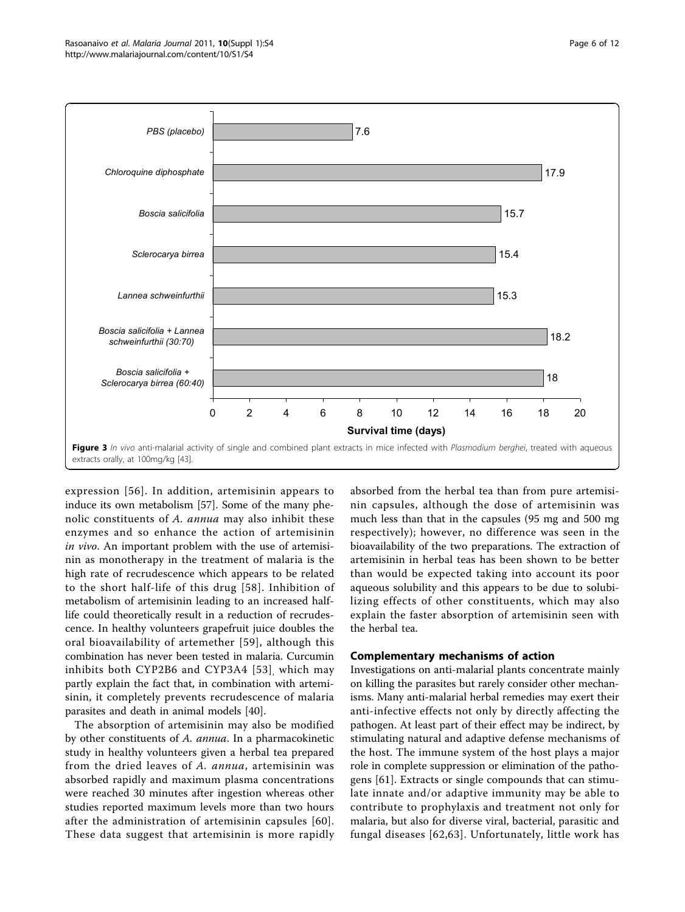**Figure 3** *In vivo* anti-malarial activity of single and combined plant extracts in mice infected with *Plasmodium berghei*, treated with aqueous extracts orally, at 100mg/kg [43].

expression [56]. In addition, artemisinin appears to induce its own metabolism [57]. Some of the many phenolic constituents of *A. annua* may also inhibit these enzymes and so enhance the action of artemisinin *in vivo*. An important problem with the use of artemisinin as monotherapy in the treatment of malaria is the high rate of recrudescence which appears to be related to the short half-life of this drug [58]. Inhibition of metabolism of artemisinin leading to an increased half-life could theoretically result in a reduction of recrudescence. In healthy volunteers grapefruit juice doubles the oral bioavailability of artemether [59], although this combination has never been tested in malaria. Curcumin inhibits both CYP2B6 and CYP3A4 [53], which may partly explain the fact that, in combination with artemisinin, it completely prevents recrudescence of malaria parasites and death in animal models [40].

The absorption of artemisinin may also be modified by other constituents of *A. annua*. In a pharmacokinetic study in healthy volunteers given a herbal tea prepared from the dried leaves of *A. annua*, artemisinin was absorbed rapidly and maximum plasma concentrations were reached 30 minutes after ingestion whereas other studies reported maximum levels more than two hours after the administration of artemisinin capsules [60]. These data suggest that artemisinin is more rapidly absorbed from the herbal tea than from pure artemisinin capsules, although the dose of artemisinin was much less than that in the capsules (95 mg and 500 mg respectively); however, no difference was seen in the bioavailability of the two preparations. The extraction of artemisinin in herbal teas has been shown to be better than would be expected taking into account its poor aqueous solubility and this appears to be due to solubilizing effects of other constituents, which may also explain the faster absorption of artemisinin seen with the herbal tea.

## Complementary mechanisms of action

Investigations on anti-malarial plants concentrate mainly on killing the parasites but rarely consider other mechanisms. Many anti-malarial herbal remedies may exert their anti-infective effects not only by directly affecting the pathogen. At least part of their effect may be indirect, by stimulating natural and adaptive defense mechanisms of the host. The immune system of the host plays a major role in complete suppression or elimination of the pathogens [61]. Extracts or single compounds that can stimulate innate and/or adaptive immunity may be able to contribute to prophylaxis and treatment not only for malaria, but also for diverse viral, bacterial, parasitic and fungal diseases [62,63]. Unfortunately, little work has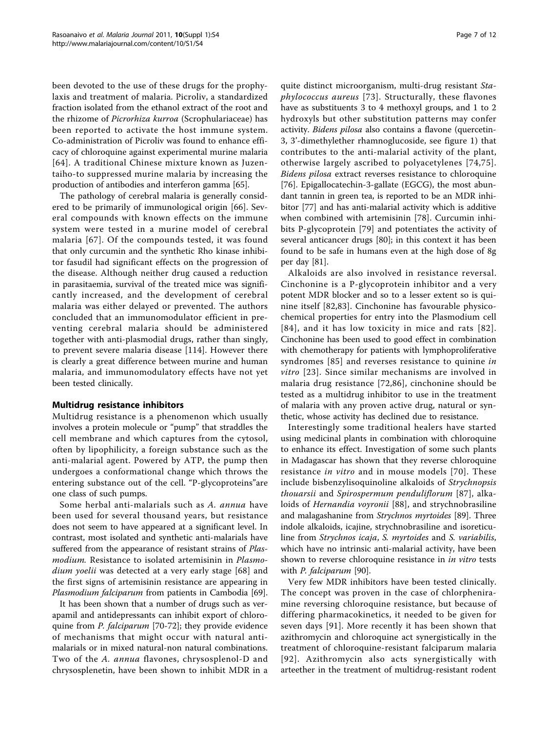been devoted to the use of these drugs for the prophylaxis and treatment of malaria. Picroliv, a standardized fraction isolated from the ethanol extract of the root and the rhizome of *Picrorhiza kurroa* (Scrophulariaceae) has been reported to activate the host immune system. Co-administration of Picroliv was found to enhance efficacy of chloroquine against experimental murine malaria [64]. A traditional Chinese mixture known as Juzentaiho-to suppressed murine malaria by increasing the production of antibodies and interferon gamma [65].

The pathology of cerebral malaria is generally considered to be primarily of immunological origin [66]. Several compounds with known effects on the immune system were tested in a murine model of cerebral malaria [67]. Of the compounds tested, it was found that only curcumin and the synthetic Rho kinase inhibitor fasudil had significant effects on the progression of the disease. Although neither drug caused a reduction in parasitaemia, survival of the treated mice was significantly increased, and the development of cerebral malaria was either delayed or prevented. The authors concluded that an immunomodulator efficient in preventing cerebral malaria should be administered together with anti-plasmodial drugs, rather than singly, to prevent severe malaria disease [114]. However there is clearly a great difference between murine and human malaria, and immunomodulatory effects have not yet been tested clinically.

## Multidrug resistance inhibitors

Multidrug resistance is a phenomenon which usually involves a protein molecule or "pump" that straddles the cell membrane and which captures from the cytosol, often by lipophilicity, a foreign substance such as the anti-malarial agent. Powered by ATP, the pump then undergoes a conformational change which throws the entering substance out of the cell. "P-glycoproteins"are one class of such pumps.

Some herbal anti-malarials such as *A. annua* have been used for several thousand years, but resistance does not seem to have appeared at a significant level. In contrast, most isolated and synthetic anti-malarials have suffered from the appearance of resistant strains of *Plasmodium*. Resistance to isolated artemisinin in *Plasmodium yoelii* was detected at a very early stage [68] and the first signs of artemisinin resistance are appearing in *Plasmodium falciparum* from patients in Cambodia [69].

It has been shown that a number of drugs such as verapamil and antidepressants can inhibit export of chloroquine from *P. falciparum* [70-72]; they provide evidence of mechanisms that might occur with natural anti-malarials or in mixed natural-non natural combinations. Two of the *A. annua* flavones, chrysosplenol-D and chrysosplenetin, have been shown to inhibit MDR in a quite distinct microorganism, multi-drug resistant *Staphylococcus aureus* [73]. Structurally, these flavones have as substituents 3 to 4 methoxyl groups, and 1 to 2 hydroxyls but other substitution patterns may confer activity. *Bidens pilosa* also contains a flavone (quercetin-3, 3'-dimethylether rhamnoglucoside, see figure 1) that contributes to the anti-malarial activity of the plant, otherwise largely ascribed to polyacetylenes [74,75]. *Bidens pilosa* extract reverses resistance to chloroquine [76]. Epigallocatechin-3-gallate (EGCG), the most abundant tannin in green tea, is reported to be an MDR inhibitor [77] and has anti-malarial activity which is additive when combined with artemisinin [78]. Curcumin inhibits P-glycoprotein [79] and potentiates the activity of several anticancer drugs [80]; in this context it has been found to be safe in humans even at the high dose of 8g per day [81].

Alkaloids are also involved in resistance reversal. Cinchonine is a P-glycoprotein inhibitor and a very potent MDR blocker and so to a lesser extent so is quinine itself [82,83]. Cinchonine has favourable physicochemical properties for entry into the Plasmodium cell [84], and it has low toxicity in mice and rats [82]. Cinchonine has been used to good effect in combination with chemotherapy for patients with lymphoproliferative syndromes [85] and reverses resistance to quinine *in vitro* [23]. Since similar mechanisms are involved in malaria drug resistance [72,86], cinchonine should be tested as a multidrug inhibitor to use in the treatment of malaria with any proven active drug, natural or synthetic, whose activity has declined due to resistance.

Interestingly some traditional healers have started using medicinal plants in combination with chloroquine to enhance its effect. Investigation of some such plants in Madagascar has shown that they reverse chloroquine resistance *in vitro* and in mouse models [70]. These include bisbenzylisoquinoline alkaloids of *Strychnopsis thouarsii* and *Spirospermum penduliflorum* [87], alkaloids of *Hernandia voyronii* [88], and strychnobrasiline and malagashanine from *Strychnos myrtoides* [89]. Three indole alkaloids, icajine, strychnobrasiline and isoreticuline from *Strychnos icaja*, *S. myrtoides* and *S. variabilis*, which have no intrinsic anti-malarial activity, have been shown to reverse chloroquine resistance in *in vitro* tests with *P. falciparum* [90].

Very few MDR inhibitors have been tested clinically. The concept was proven in the case of chlorphenira-mine reversing chloroquine resistance, but because of differing pharmacokinetics, it needed to be given for seven days [91]. More recently it has been shown that azithromycin and chloroquine act synergistically in the treatment of chloroquine-resistant falciparum malaria [92]. Azithromycin also acts synergistically with arteether in the treatment of multidrug-resistant rodent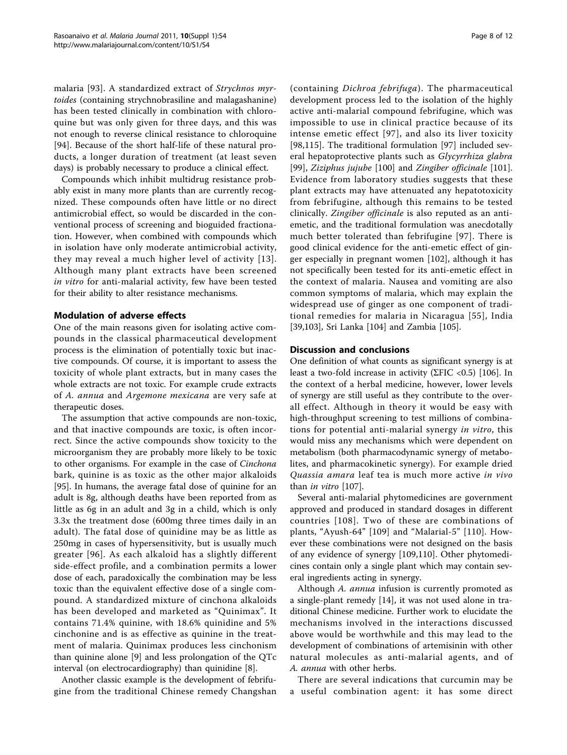malaria [93]. A standardized extract of *Strychnos myrtoides* (containing strychnobrasiline and malagashanine) has been tested clinically in combination with chloroquine but was only given for three days, and this was not enough to reverse clinical resistance to chloroquine [94]. Because of the short half-life of these natural products, a longer duration of treatment (at least seven days) is probably necessary to produce a clinical effect.

Compounds which inhibit multidrug resistance probably exist in many more plants than are currently recognized. These compounds often have little or no direct antimicrobial effect, so would be discarded in the conventional process of screening and bioguided fractionation. However, when combined with compounds which in isolation have only moderate antimicrobial activity, they may reveal a much higher level of activity [13]. Although many plant extracts have been screened *in vitro* for anti-malarial activity, few have been tested for their ability to alter resistance mechanisms.

## Modulation of adverse effects

One of the main reasons given for isolating active compounds in the classical pharmaceutical development process is the elimination of potentially toxic but inactive compounds. Of course, it is important to assess the toxicity of whole plant extracts, but in many cases the whole extracts are not toxic. For example crude extracts of *A. annua* and *Argemone mexicana* are very safe at therapeutic doses.

The assumption that active compounds are non-toxic, and that inactive compounds are toxic, is often incorrect. Since the active compounds show toxicity to the microorganism they are probably more likely to be toxic to other organisms. For example in the case of *Cinchona* bark, quinine is as toxic as the other major alkaloids [95]. In humans, the average fatal dose of quinine for an adult is 8g, although deaths have been reported from as little as 6g in an adult and 3g in a child, which is only 3.3x the treatment dose (600mg three times daily in an adult). The fatal dose of quinidine may be as little as 250mg in cases of hypersensitivity, but is usually much greater [96]. As each alkaloid has a slightly different side-effect profile, and a combination permits a lower dose of each, paradoxically the combination may be less toxic than the equivalent effective dose of a single compound. A standardized mixture of cinchona alkaloids has been developed and marketed as "Quinimax". It contains 71.4% quinine, with 18.6% quinidine and 5% cinchonine and is as effective as quinine in the treatment of malaria. Quinimax produces less cinchonism than quinine alone [9] and less prolongation of the QTc interval (on electrocardiography) than quinidine [8].

Another classic example is the development of febrifugine from the traditional Chinese remedy Changshan (containing *Dichroa febrifuga*). The pharmaceutical development process led to the isolation of the highly active anti-malarial compound febrifugine, which was impossible to use in clinical practice because of its intense emetic effect [97], and also its liver toxicity [98,115]. The traditional formulation [97] included several hepatoprotective plants such as *Glycyrrhiza glabra* [99], *Ziziphus jujube* [100] and *Zingiber officinale* [101]. Evidence from laboratory studies suggests that these plant extracts may have attenuated any hepatotoxicity from febrifugine, although this remains to be tested clinically. *Zingiber officinale* is also reputed as an anti-emetic, and the traditional formulation was anecdotally much better tolerated than febrifugine [97]. There is good clinical evidence for the anti-emetic effect of ginger especially in pregnant women [102], although it has not specifically been tested for its anti-emetic effect in the context of malaria. Nausea and vomiting are also common symptoms of malaria, which may explain the widespread use of ginger as one component of traditional remedies for malaria in Nicaragua [55], India [39,103], Sri Lanka [104] and Zambia [105].

## Discussion and conclusions

One definition of what counts as significant synergy is at least a two-fold increase in activity ($\Sigma$FIC <0.5) [106]. In the context of a herbal medicine, however, lower levels of synergy are still useful as they contribute to the overall effect. Although in theory it would be easy with high-throughput screening to test millions of combinations for potential anti-malarial synergy *in vitro*, this would miss any mechanisms which were dependent on metabolism (both pharmacodynamic synergy of metabolites, and pharmacokinetic synergy). For example dried *Quassia amara* leaf tea is much more active *in vivo* than *in vitro* [107].

Several anti-malarial phytomedicines are government approved and produced in standard dosages in different countries [108]. Two of these are combinations of plants, "Ayush-64" [109] and "Malarial-5" [110]. However these combinations were not designed on the basis of any evidence of synergy [109,110]. Other phytomedicines contain only a single plant which may contain several ingredients acting in synergy.

Although *A. annua* infusion is currently promoted as a single-plant remedy [14], it was not used alone in traditional Chinese medicine. Further work to elucidate the mechanisms involved in the interactions discussed above would be worthwhile and this may lead to the development of combinations of artemisinin with other natural molecules as anti-malarial agents, and of *A. annua* with other herbs.

There are several indications that curcumin may be a useful combination agent: it has some direct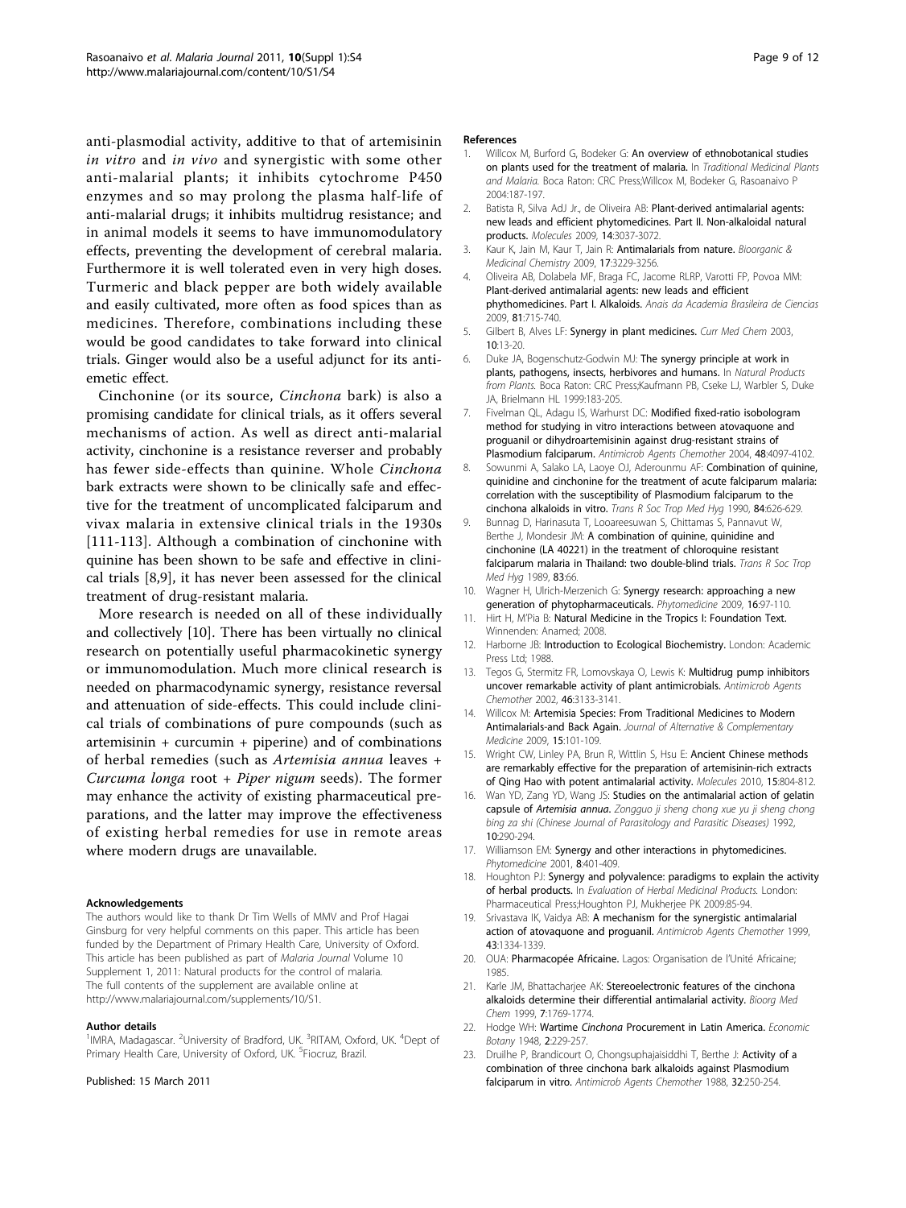anti-plasmodial activity, additive to that of artemisinin *in vitro* and *in vivo* and synergistic with some other anti-malarial plants; it inhibits cytochrome P450 enzymes and so may prolong the plasma half-life of anti-malarial drugs; it inhibits multidrug resistance; and in animal models it seems to have immunomodulatory effects, preventing the development of cerebral malaria. Furthermore it is well tolerated even in very high doses. Turmeric and black pepper are both widely available and easily cultivated, more often as food spices than as medicines. Therefore, combinations including these would be good candidates to take forward into clinical trials. Ginger would also be a useful adjunct for its anti-emetic effect.

Cinchonine (or its source, *Cinchona* bark) is also a promising candidate for clinical trials, as it offers several mechanisms of action. As well as direct anti-malarial activity, cinchonine is a resistance reverser and probably has fewer side-effects than quinine. Whole *Cinchona* bark extracts were shown to be clinically safe and effective for the treatment of uncomplicated falciparum and vivax malaria in extensive clinical trials in the 1930s [111-113]. Although a combination of cinchonine with quinine has been shown to be safe and effective in clinical trials [8,9], it has never been assessed for the clinical treatment of drug-resistant malaria.

More research is needed on all of these individually and collectively [10]. There has been virtually no clinical research on potentially useful pharmacokinetic synergy or immunomodulation. Much more clinical research is needed on pharmacodynamic synergy, resistance reversal and attenuation of side-effects. This could include clinical trials of combinations of pure compounds (such as artemisinin + curcumin + piperine) and of combinations of herbal remedies (such as *Artemisia annua* leaves + *Curcuma longa* root + *Piper nigum* seeds). The former may enhance the activity of existing pharmaceutical preparations, and the latter may improve the effectiveness of existing herbal remedies for use in remote areas where modern drugs are unavailable.

#### Acknowledgements

The authors would like to thank Dr Tim Wells of MMV and Prof Hagai Ginsburg for very helpful comments on this paper. This article has been funded by the Department of Primary Health Care, University of Oxford. This article has been published as part of *Malaria Journal* Volume 10 Supplement 1, 2011: Natural products for the control of malaria. The full contents of the supplement are available online at http://www.malariajournal.com/supplements/10/S1.

#### Author details

[1]IMRA, Madagascar. [2]University of Bradford, UK. [3]RITAM, Oxford, UK. [4]Dept of Primary Health Care, University of Oxford, UK. [5]Fiocruz, Brazil.

Published: 15 March 2011

#### References

1. Willcox M, Burford G, Bodeker G: **An overview of ethnobotanical studies on plants used for the treatment of malaria.** In *Traditional Medicinal Plants and Malaria.* Boca Raton: CRC Press;Willcox M, Bodeker G, Rasoanaivo P 2004:187-197.
2. Batista R, Silva AdJ Jr., de Oliveira AB: **Plant-derived antimalarial agents: new leads and efficient phytomedicines. Part II. Non-alkaloidal natural products.** *Molecules* 2009, **14**:3037-3072.
3. Kaur K, Jain M, Kaur T, Jain R: **Antimalarials from nature.** *Bioorganic & Medicinal Chemistry* 2009, **17**:3229-3256.
4. Oliveira AB, Dolabela MF, Braga FC, Jacome RLRP, Varotti FP, Povoa MM: **Plant-derived antimalarial agents: new leads and efficient phythomedicines. Part I. Alkaloids.** *Anais da Academia Brasileira de Ciencias* 2009, **81**:715-740.
5. Gilbert B, Alves LF: **Synergy in plant medicines.** *Curr Med Chem* 2003, **10**:13-20.
6. Duke JA, Bogenschutz-Godwin MJ: **The synergy principle at work in plants, pathogens, insects, herbivores and humans.** In *Natural Products from Plants.* Boca Raton: CRC Press;Kaufmann PB, Cseke LJ, Warbler S, Duke JA, Brielmann HL 1999:183-205.
7. Fivelman QL, Adagu IS, Warhurst DC: **Modified fixed-ratio isobologram method for studying in vitro interactions between atovaquone and proguanil or dihydroartemisinin against drug-resistant strains of Plasmodium falciparum.** *Antimicrob Agents Chemother* 2004, **48**:4097-4102.
8. Sowunmi A, Salako LA, Laoye OJ, Aderounmu AF: **Combination of quinine, quinidine and cinchonine for the treatment of acute falciparum malaria: correlation with the susceptibility of Plasmodium falciparum to the cinchona alkaloids in vitro.** *Trans R Soc Trop Med Hyg* 1990, **84**:626-629.
9. Bunnag D, Harinasuta T, Looareesuwan S, Chittamas S, Pannavut W, Berthe J, Mondesir JM: **A combination of quinine, quinidine and cinchonine (LA 40221) in the treatment of chloroquine resistant falciparum malaria in Thailand: two double-blind trials.** *Trans R Soc Trop Med Hyg* 1989, **83**:66.
10. Wagner H, Ulrich-Merzenich G: **Synergy research: approaching a new generation of phytopharmaceuticals.** *Phytomedicine* 2009, **16**:97-110.
11. Hirt H, M'Pia B: **Natural Medicine in the Tropics I: Foundation Text.** Winnenden: Anamed; 2008.
12. Harborne JB: **Introduction to Ecological Biochemistry.** London: Academic Press Ltd; 1988.
13. Tegos G, Stermitz FR, Lomovskaya O, Lewis K: **Multidrug pump inhibitors uncover remarkable activity of plant antimicrobials.** *Antimicrob Agents Chemother* 2002, **46**:3133-3141.
14. Willcox M: **Artemisia Species: From Traditional Medicines to Modern Antimalarials-and Back Again.** *Journal of Alternative & Complementary Medicine* 2009, **15**:101-109.
15. Wright CW, Linley PA, Brun R, Wittlin S, Hsu E: **Ancient Chinese methods are remarkably effective for the preparation of artemisinin-rich extracts of Qing Hao with potent antimalarial activity.** *Molecules* 2010, **15**:804-812.
16. Wan YD, Zang YD, Wang JS: **Studies on the antimalarial action of gelatin capsule of *Artemisia annua*.** *Zongguo ji sheng chong xue yu ji sheng chong bing za shi (Chinese Journal of Parasitology and Parasitic Diseases)* 1992, **10**:290-294.
17. Williamson EM: **Synergy and other interactions in phytomedicines.** *Phytomedicine* 2001, **8**:401-409.
18. Houghton PJ: **Synergy and polyvalence: paradigms to explain the activity of herbal products.** In *Evaluation of Herbal Medicinal Products.* London: Pharmaceutical Press;Houghton PJ, Mukherjee PK 2009:85-94.
19. Srivastava IK, Vaidya AB: **A mechanism for the synergistic antimalarial action of atovaquone and proguanil.** *Antimicrob Agents Chemother* 1999, **43**:1334-1339.
20. OUA: **Pharmacopée Africaine.** Lagos: Organisation de l'Unité Africaine; 1985.
21. Karle JM, Bhattacharjee AK: **Stereoelectronic features of the cinchona alkaloids determine their differential antimalarial activity.** *Bioorg Med Chem* 1999, **7**:1769-1774.
22. Hodge WH: **Wartime *Cinchona* Procurement in Latin America.** *Economic Botany* 1948, **2**:229-257.
23. Druilhe P, Brandicourt O, Chongsuphajaisiddhi T, Berthe J: **Activity of a combination of three cinchona bark alkaloids against Plasmodium falciparum in vitro.** *Antimicrob Agents Chemother* 1988, **32**:250-254.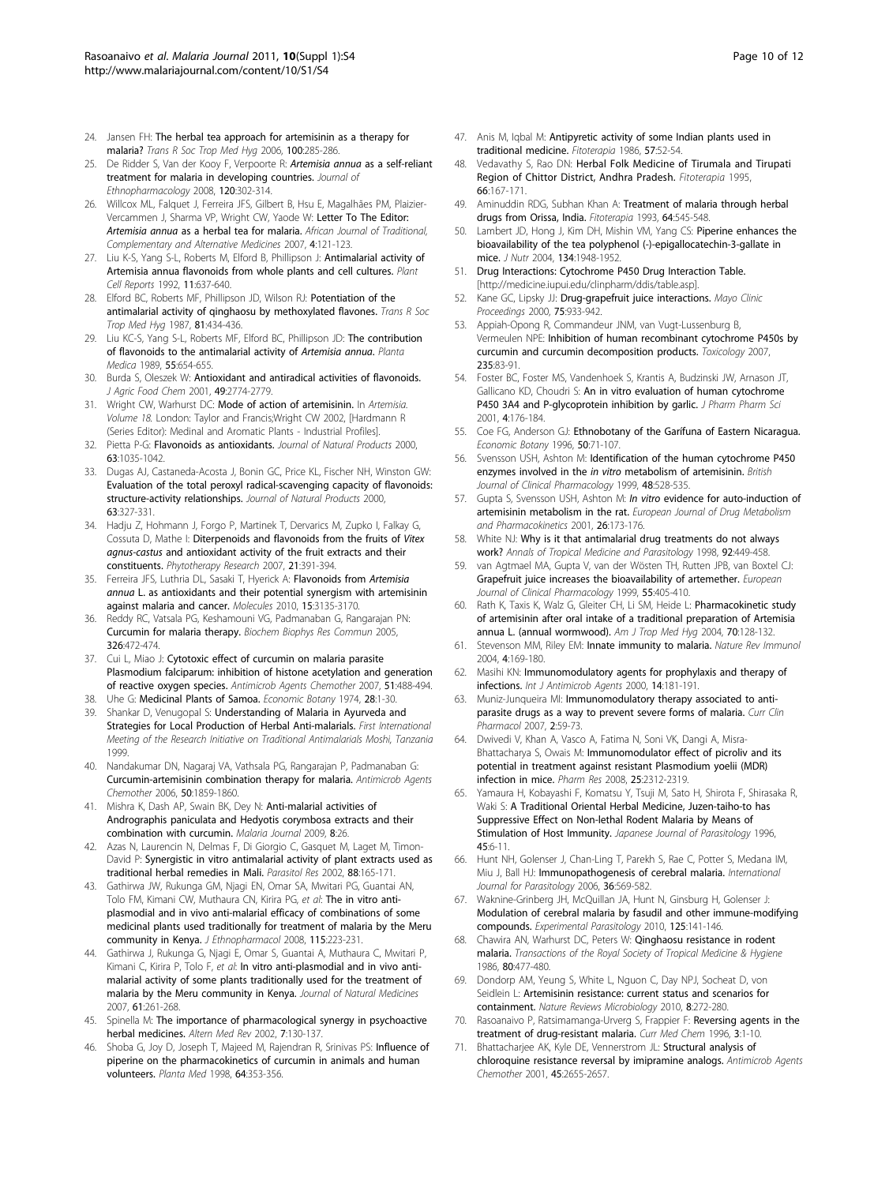24. Jansen FH: The herbal tea approach for artemisinin as a therapy for malaria? *Trans R Soc Trop Med Hyg* 2006, **100**:285-286.
25. De Ridder S, Van der Kooy F, Verpoorte R: *Artemisia annua* as a self-reliant treatment for malaria in developing countries. *Journal of Ethnopharmacology* 2008, **120**:302-314.
26. Willcox ML, Falquet J, Ferreira JFS, Gilbert B, Hsu E, Magalhães PM, Plaizier-Vercammen J, Sharma VP, Wright CW, Yaode W: Letter To The Editor: *Artemisia annua* as a herbal tea for malaria. *African Journal of Traditional, Complementary and Alternative Medicines* 2007, **4**:121-123.
27. Liu K-S, Yang S-L, Roberts M, Elford B, Phillipson J: Antimalarial activity of Artemisia annua flavonoids from whole plants and cell cultures. *Plant Cell Reports* 1992, **11**:637-640.
28. Elford BC, Roberts MF, Phillipson JD, Wilson RJ: Potentiation of the antimalarial activity of qinghaosu by methoxylated flavones. *Trans R Soc Trop Med Hyg* 1987, **81**:434-436.
29. Liu KC-S, Yang S-L, Roberts MF, Elford BC, Phillipson JD: The contribution of flavonoids to the antimalarial activity of *Artemisia annua*. *Planta Medica* 1989, **55**:654-655.
30. Burda S, Oleszek W: Antioxidant and antiradical activities of flavonoids. *J Agric Food Chem* 2001, **49**:2774-2779.
31. Wright CW, Warhurst DC: Mode of action of artemisinin. In *Artemisia. Volume 18.* London: Taylor and Francis;Wright CW 2002, [Hardmann R (Series Editor): Medinal and Aromatic Plants - Industrial Profiles].
32. Pietta P-G: Flavonoids as antioxidants. *Journal of Natural Products* 2000, **63**:1035-1042.
33. Dugas AJ, Castaneda-Acosta J, Bonin GC, Price KL, Fischer NH, Winston GW: Evaluation of the total peroxyl radical-scavenging capacity of flavonoids: structure-activity relationships. *Journal of Natural Products* 2000, **63**:327-331.
34. Hadju Z, Hohmann J, Forgo P, Martinek T, Dervarics M, Zupko I, Falkay G, Cossuta D, Mathe I: Diterpenoids and flavonoids from the fruits of *Vitex agnus-castus* and antioxidant activity of the fruit extracts and their constituents. *Phytotherapy Research* 2007, **21**:391-394.
35. Ferreira JFS, Luthria DL, Sasaki T, Hyerick A: Flavonoids from *Artemisia annua* L. as antioxidants and their potential synergism with artemisinin against malaria and cancer. *Molecules* 2010, **15**:3135-3170.
36. Reddy RC, Vatsala PG, Keshamouni VG, Padmanaban G, Rangarajan PN: Curcumin for malaria therapy. *Biochem Biophys Res Commun* 2005, **326**:472-474.
37. Cui L, Miao J: Cytotoxic effect of curcumin on malaria parasite Plasmodium falciparum: inhibition of histone acetylation and generation of reactive oxygen species. *Antimicrob Agents Chemother* 2007, **51**:488-494.
38. Uhe G: Medicinal Plants of Samoa. *Economic Botany* 1974, **28**:1-30.
39. Shankar D, Venugopal S: Understanding of Malaria in Ayurveda and Strategies for Local Production of Herbal Anti-malarials. *First International Meeting of the Research Initiative on Traditional Antimalarials Moshi, Tanzania* 1999.
40. Nandakumar DN, Nagaraj VA, Vathsala PG, Rangarajan P, Padmanaban G: Curcumin-artemisinin combination therapy for malaria. *Antimicrob Agents Chemother* 2006, **50**:1859-1860.
41. Mishra K, Dash AP, Swain BK, Dey N: Anti-malarial activities of Andrographis paniculata and Hedyotis corymbosa extracts and their combination with curcumin. *Malaria Journal* 2009, **8**:26.
42. Azas N, Laurencin N, Delmas F, Di Giorgio C, Gasquet M, Laget M, Timon-David P: Synergistic in vitro antimalarial activity of plant extracts used as traditional herbal remedies in Mali. *Parasitol Res* 2002, **88**:165-171.
43. Gathirwa JW, Rukunga GM, Njagi EN, Omar SA, Mwitari PG, Guantai AN, Tolo FM, Kimani CW, Muthaura CN, Kirira PG, *et al*: The in vitro anti-plasmodial and in vivo anti-malarial efficacy of combinations of some medicinal plants used traditionally for treatment of malaria by the Meru community in Kenya. *J Ethnopharmacol* 2008, **115**:223-231.
44. Gathirwa J, Rukunga G, Njagi E, Omar S, Guantai A, Muthaura C, Mwitari P, Kimani C, Kirira P, Tolo F, *et al*: In vitro anti-plasmodial and in vivo anti-malarial activity of some plants traditionally used for the treatment of malaria by the Meru community in Kenya. *Journal of Natural Medicines* 2007, **61**:261-268.
45. Spinella M: The importance of pharmacological synergy in psychoactive herbal medicines. *Altern Med Rev* 2002, **7**:130-137.
46. Shoba G, Joy D, Joseph T, Majeed M, Rajendran R, Srinivas PS: Influence of piperine on the pharmacokinetics of curcumin in animals and human volunteers. *Planta Med* 1998, **64**:353-356.
47. Anis M, Iqbal M: Antipyretic activity of some Indian plants used in traditional medicine. *Fitoterapia* 1986, **57**:52-54.
48. Vedavathy S, Rao DN: Herbal Folk Medicine of Tirumala and Tirupati Region of Chittor District, Andhra Pradesh. *Fitoterapia* 1995, **66**:167-171.
49. Aminuddin RDG, Subhan Khan A: Treatment of malaria through herbal drugs from Orissa, India. *Fitoterapia* 1993, **64**:545-548.
50. Lambert JD, Hong J, Kim DH, Mishin VM, Yang CS: Piperine enhances the bioavailability of the tea polyphenol (-)-epigallocatechin-3-gallate in mice. *J Nutr* 2004, **134**:1948-1952.
51. Drug Interactions: Cytochrome P450 Drug Interaction Table. [http://medicine.iupui.edu/clinpharm/ddis/table.asp].
52. Kane GC, Lipsky JJ: Drug-grapefruit juice interactions. *Mayo Clinic Proceedings* 2000, **75**:933-942.
53. Appiah-Opong R, Commandeur JNM, van Vugt-Lussenburg B, Vermeulen NPE: Inhibition of human recombinant cytochrome P450s by curcumin and curcumin decomposition products. *Toxicology* 2007, **235**:83-91.
54. Foster BC, Foster MS, Vandenhoek S, Krantis A, Budzinski JW, Arnason JT, Gallicano KD, Choudri S: An in vitro evaluation of human cytochrome P450 3A4 and P-glycoprotein inhibition by garlic. *J Pharm Pharm Sci* 2001, **4**:176-184.
55. Coe FG, Anderson GJ: Ethnobotany of the Garífuna of Eastern Nicaragua. *Economic Botany* 1996, **50**:71-107.
56. Svensson USH, Ashton M: Identification of the human cytochrome P450 enzymes involved in the *in vitro* metabolism of artemisinin. *British Journal of Clinical Pharmacology* 1999, **48**:528-535.
57. Gupta S, Svensson USH, Ashton M: *In vitro* evidence for auto-induction of artemisinin metabolism in the rat. *European Journal of Drug Metabolism and Pharmacokinetics* 2001, **26**:173-176.
58. White NJ: Why is it that antimalarial drug treatments do not always work? *Annals of Tropical Medicine and Parasitology* 1998, **92**:449-458.
59. van Agtmael MA, Gupta V, van der Wösten TH, Rutten JPB, van Boxtel CJ: Grapefruit juice increases the bioavailability of artemether. *European Journal of Clinical Pharmacology* 1999, **55**:405-410.
60. Rath K, Taxis K, Walz G, Gleiter CH, Li SM, Heide L: Pharmacokinetic study of artemisinin after oral intake of a traditional preparation of Artemisia annua L. (annual wormwood). *Am J Trop Med Hyg* 2004, **70**:128-132.
61. Stevenson MM, Riley EM: Innate immunity to malaria. *Nature Rev Immunol* 2004, **4**:169-180.
62. Masihi KN: Immunomodulatory agents for prophylaxis and therapy of infections. *Int J Antimicrob Agents* 2000, **14**:181-191.
63. Muniz-Junqueira MI: Immunomodulatory therapy associated to anti-parasite drugs as a way to prevent severe forms of malaria. *Curr Clin Pharmacol* 2007, **2**:59-73.
64. Dwivedi V, Khan A, Vasco A, Fatima N, Soni VK, Dangi A, Misra-Bhattacharya S, Owais M: Immunomodulator effect of picroliv and its potential in treatment against resistant Plasmodium yoelii (MDR) infection in mice. *Pharm Res* 2008, **25**:2312-2319.
65. Yamaura H, Kobayashi F, Komatsu Y, Tsuji M, Sato H, Shirota F, Shirasaka R, Waki S: A Traditional Oriental Herbal Medicine, Juzen-taiho-to has Suppressive Effect on Non-lethal Rodent Malaria by Means of Stimulation of Host Immunity. *Japanese Journal of Parasitology* 1996, **45**:6-11.
66. Hunt NH, Golenser J, Chan-Ling T, Parekh S, Rae C, Potter S, Medana IM, Miu J, Ball HJ: Immunopathogenesis of cerebral malaria. *International Journal for Parasitology* 2006, **36**:569-582.
67. Waknine-Grinberg JH, McQuillan JA, Hunt N, Ginsburg H, Golenser J: Modulation of cerebral malaria by fasudil and other immune-modifying compounds. *Experimental Parasitology* 2010, **125**:141-146.
68. Chawira AN, Warhurst DC, Peters W: Qinghaosu resistance in rodent malaria. *Transactions of the Royal Society of Tropical Medicine & Hygiene* 1986, **80**:477-480.
69. Dondorp AM, Yeung S, White L, Nguon C, Day NPJ, Socheat D, von Seidlein L: Artemisinin resistance: current status and scenarios for containment. *Nature Reviews Microbiology* 2010, **8**:272-280.
70. Rasoanaivo P, Ratsimamanga-Urverg S, Frappier F: Reversing agents in the treatment of drug-resistant malaria. *Curr Med Chem* 1996, **3**:1-10.
71. Bhattacharjee AK, Kyle DE, Vennerstrom JL: Structural analysis of chloroquine resistance reversal by imipramine analogs. *Antimicrob Agents Chemother* 2001, **45**:2655-2657.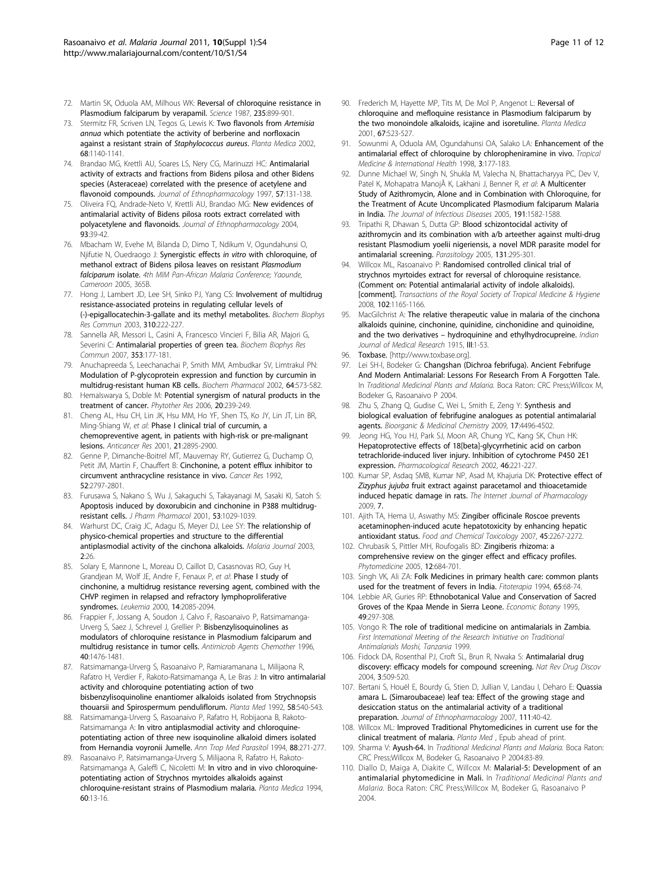72. Martin SK, Oduola AM, Milhous WK: **Reversal of chloroquine resistance in Plasmodium falciparum by verapamil.** *Science* 1987, **235**:899-901.
73. Stermitz FR, Scriven LN, Tegos G, Lewis K: **Two flavonols from *Artemisia annua* which potentiate the activity of berberine and norfloxacin against a resistant strain of *Staphylococcus aureus*.** *Planta Medica* 2002, **68**:1140-1141.
74. Brandao MG, Krettli AU, Soares LS, Nery CG, Marinuzzi HC: **Antimalarial activity of extracts and fractions from Bidens pilosa and other Bidens species (Asteraceae) correlated with the presence of acetylene and flavonoid compounds.** *Journal of Ethnopharmacology* 1997, **57**:131-138.
75. Oliveira FQ, Andrade-Neto V, Krettli AU, Brandao MG: **New evidences of antimalarial activity of Bidens pilosa roots extract correlated with polyacetylene and flavonoids.** *Journal of Ethnopharmacology* 2004, **93**:39-42.
76. Mbacham W, Evehe M, Bilanda D, Dimo T, Ndikum V, Ogundahunsi O, Njifutie N, Ouedraogo J: **Synergistic effects *in vitro* with chloroquine, of methanol extract of Bidens pilosa leaves on resistant *Plasmodium falciparum* isolate.** *4th MIM Pan-African Malaria Conference; Yaounde, Cameroon* 2005, 365B.
77. Hong J, Lambert JD, Lee SH, Sinko PJ, Yang CS: **Involvement of multidrug resistance-associated proteins in regulating cellular levels of (-)-epigallocatechin-3-gallate and its methyl metabolites.** *Biochem Biophys Res Commun* 2003, **310**:222-227.
78. Sannella AR, Messori L, Casini A, Vincieri F, Bilia AR, Majori G, Severini C: **Antimalarial properties of green tea.** *Biochem Biophys Res Commun* 2007, **353**:177-181.
79. Anuchapreeda S, Leechanachai P, Smith MM, Ambudkar SV, Limtrakul PN: **Modulation of P-glycoprotein expression and function by curcumin in multidrug-resistant human KB cells.** *Biochem Pharmacol* 2002, **64**:573-582.
80. Hemalswarya S, Doble M: **Potential synergism of natural products in the treatment of cancer.** *Phytother Res* 2006, **20**:239-249.
81. Cheng AL, Hsu CH, Lin JK, Hsu MM, Ho YF, Shen TS, Ko JY, Lin JT, Lin BR, Ming-Shiang W, *et al*: **Phase I clinical trial of curcumin, a chemopreventive agent, in patients with high-risk or pre-malignant lesions.** *Anticancer Res* 2001, **21**:2895-2900.
82. Genne P, Dimanche-Boitrel MT, Mauvernay RY, Gutierrez G, Duchamp O, Petit JM, Martin F, Chauffert B: **Cinchonine, a potent efflux inhibitor to circumvent anthracycline resistance in vivo.** *Cancer Res* 1992, **52**:2797-2801.
83. Furusawa S, Nakano S, Wu J, Sakaguchi S, Takayanagi M, Sasaki KI, Satoh S: **Apoptosis induced by doxorubicin and cinchonine in P388 multidrug-resistant cells.** *J Pharm Pharmacol* 2001, **53**:1029-1039.
84. Warhurst DC, Craig JC, Adagu IS, Meyer DJ, Lee SY: **The relationship of physico-chemical properties and structure to the differential antiplasmodial activity of the cinchona alkaloids.** *Malaria Journal* 2003, **2**:26.
85. Solary E, Mannone L, Moreau D, Caillot D, Casasnovas RO, Guy H, Grandjean M, Wolf JE, Andre F, Fenaux P, *et al*: **Phase I study of cinchonine, a multidrug resistance reversing agent, combined with the CHVP regimen in relapsed and refractory lymphoproliferative syndromes.** *Leukemia* 2000, **14**:2085-2094.
86. Frappier F, Jossang A, Soudon J, Calvo F, Rasoanaivo P, Ratsimamanga-Urverg S, Saez J, Schrevel J, Grellier P: **Bisbenzylisoquinolines as modulators of chloroquine resistance in Plasmodium falciparum and multidrug resistance in tumor cells.** *Antimicrob Agents Chemother* 1996, **40**:1476-1481.
87. Ratsimamanga-Urverg S, Rasoanaivo P, Ramiaramanana L, Milijaona R, Rafatro H, Verdier F, Rakoto-Ratsimamanga A, Le Bras J: **In vitro antimalarial activity and chloroquine potentiating action of two bisbenzylisoquinoline enantiomer alkaloids isolated from Strychnopsis thouarsii and Spirospermum penduliflorum.** *Planta Med* 1992, **58**:540-543.
88. Ratsimamanga-Urverg S, Rasoanaivo P, Rafatro H, Robijaona B, Rakoto-Ratsimamanga A: **In vitro antiplasmodial activity and chloroquine-potentiating action of three new isoquinoline alkaloid dimers isolated from Hernandia voyronii Jumelle.** *Ann Trop Med Parasitol* 1994, **88**:271-277.
89. Rasoanaivo P, Ratsimamanga-Urverg S, Milijaona R, Rafatro H, Rakoto-Ratsimamanga A, Galeffi C, Nicoletti M: **In vitro and in vivo chloroquine-potentiating action of Strychnos myrtoides alkaloids against chloroquine-resistant strains of Plasmodium malaria.** *Planta Medica* 1994, **60**:13-16.
90. Frederich M, Hayette MP, Tits M, De Mol P, Angenot L: **Reversal of chloroquine and mefloquine resistance in Plasmodium falciparum by the two monoindole alkaloids, icajine and isoretuline.** *Planta Medica* 2001, **67**:523-527.
91. Sowunmi A, Oduola AM, Ogundahunsi OA, Salako LA: **Enhancement of the antimalarial effect of chloroquine by chloropheniramine in vivo.** *Tropical Medicine & International Health* 1998, **3**:177-183.
92. Dunne Michael W, Singh N, Shukla M, Valecha N, Bhattacharyya PC, Dev V, Patel K, Mohapatra ManojÂ K, Lakhani J, Benner R, *et al*: **A Multicenter Study of Azithromycin, Alone and in Combination with Chloroquine, for the Treatment of Acute Uncomplicated Plasmodium falciparum Malaria in India.** *The Journal of Infectious Diseases* 2005, **191**:1582-1588.
93. Tripathi R, Dhawan S, Dutta GP: **Blood schizontocidal activity of azithromycin and its combination with a/b arteether against multi-drug resistant Plasmodium yoelii nigeriensis, a novel MDR parasite model for antimalarial screening.** *Parasitology* 2005, **131**:295-301.
94. Willcox ML, Rasoanaivo P: **Randomised controlled clinical trial of strychnos myrtoides extract for reversal of chloroquine resistance. (Comment on: Potential antimalarial activity of indole alkaloids). [comment].** *Transactions of the Royal Society of Tropical Medicine & Hygiene* 2008, **102**:1165-1166.
95. MacGilchrist A: **The relative therapeutic value in malaria of the cinchona alkaloids quinine, cinchonine, quinidine, cinchonidine and quinoidine, and the two derivatives – hydroquinine and ethylhydrocupreine.** *Indian Journal of Medical Research* 1915, **III**:1-53.
96. **Toxbase.** [http://www.toxbase.org].
97. Lei SH-l, Bodeker G: **Changshan (Dichroa febrifuga). Ancient Febrifuge And Modern Antimalarial: Lessons For Research From A Forgotten Tale.** In *Traditional Medicinal Plants and Malaria.* Boca Raton: CRC Press;Willcox M, Bodeker G, Rasoanaivo P 2004.
98. Zhu S, Zhang Q, Gudise C, Wei L, Smith E, Zeng Y: **Synthesis and biological evaluation of febrifugine analogues as potential antimalarial agents.** *Bioorganic & Medicinal Chemistry* 2009, **17**:4496-4502.
99. Jeong HG, You HJ, Park SJ, Moon AR, Chung YC, Kang SK, Chun HK: **Hepatoprotective effects of 18[beta]-glycyrrhetinic acid on carbon tetrachloride-induced liver injury. Inhibition of cytochrome P450 2E1 expression.** *Pharmacological Research* 2002, **46**:221-227.
100. Kumar SP, Asdaq SMB, Kumar NP, Asad M, Khajuria DK: **Protective effect of *Zizyphus jujuba* fruit extract against paracetamol and thioacetamide induced hepatic damage in rats.** *The Internet Journal of Pharmacology* 2009, **7**.
101. Ajith TA, Hema U, Aswathy MS: **Zingiber officinale Roscoe prevents acetaminophen-induced acute hepatotoxicity by enhancing hepatic antioxidant status.** *Food and Chemical Toxicology* 2007, **45**:2267-2272.
102. Chrubasik S, Pittler MH, Roufogalis BD: **Zingiberis rhizoma: a comprehensive review on the ginger effect and efficacy profiles.** *Phytomedicine* 2005, **12**:684-701.
103. Singh VK, Ali ZA: **Folk Medicines in primary health care: common plants used for the treatment of fevers in India.** *Fitoterapia* 1994, **65**:68-74.
104. Lebbie AR, Guries RP: **Ethnobotanical Value and Conservation of Sacred Groves of the Kpaa Mende in Sierra Leone.** *Economic Botany* 1995, **49**:297-308.
105. Vongo R: **The role of traditional medicine on antimalarials in Zambia.** *First International Meeting of the Research Initiative on Traditional Antimalarials Moshi, Tanzania* 1999.
106. Fidock DA, Rosenthal PJ, Croft SL, Brun R, Nwaka S: **Antimalarial drug discovery: efficacy models for compound screening.** *Nat Rev Drug Discov* 2004, **3**:509-520.
107. Bertani S, Houël E, Bourdy G, Stien D, Jullian V, Landau I, Deharo E: **Quassia amara L. (Simaroubaceae) leaf tea: Effect of the growing stage and desiccation status on the antimalarial activity of a traditional preparation.** *Journal of Ethnopharmacology* 2007, **111**:40-42.
108. Willcox ML: **Improved Traditional Phytomedicines in current use for the clinical treatment of malaria.** *Planta Med* , Epub ahead of print.
109. Sharma V: **Ayush-64.** In *Traditional Medicinal Plants and Malaria.* Boca Raton: CRC Press;Willcox M, Bodeker G, Rasoanaivo P 2004:83-89.
110. Diallo D, Maiga A, Diakite C, Willcox M: **Malarial-5: Development of an antimalarial phytomedicine in Mali.** In *Traditional Medicinal Plants and Malaria.* Boca Raton: CRC Press;Willcox M, Bodeker G, Rasoanaivo P 2004.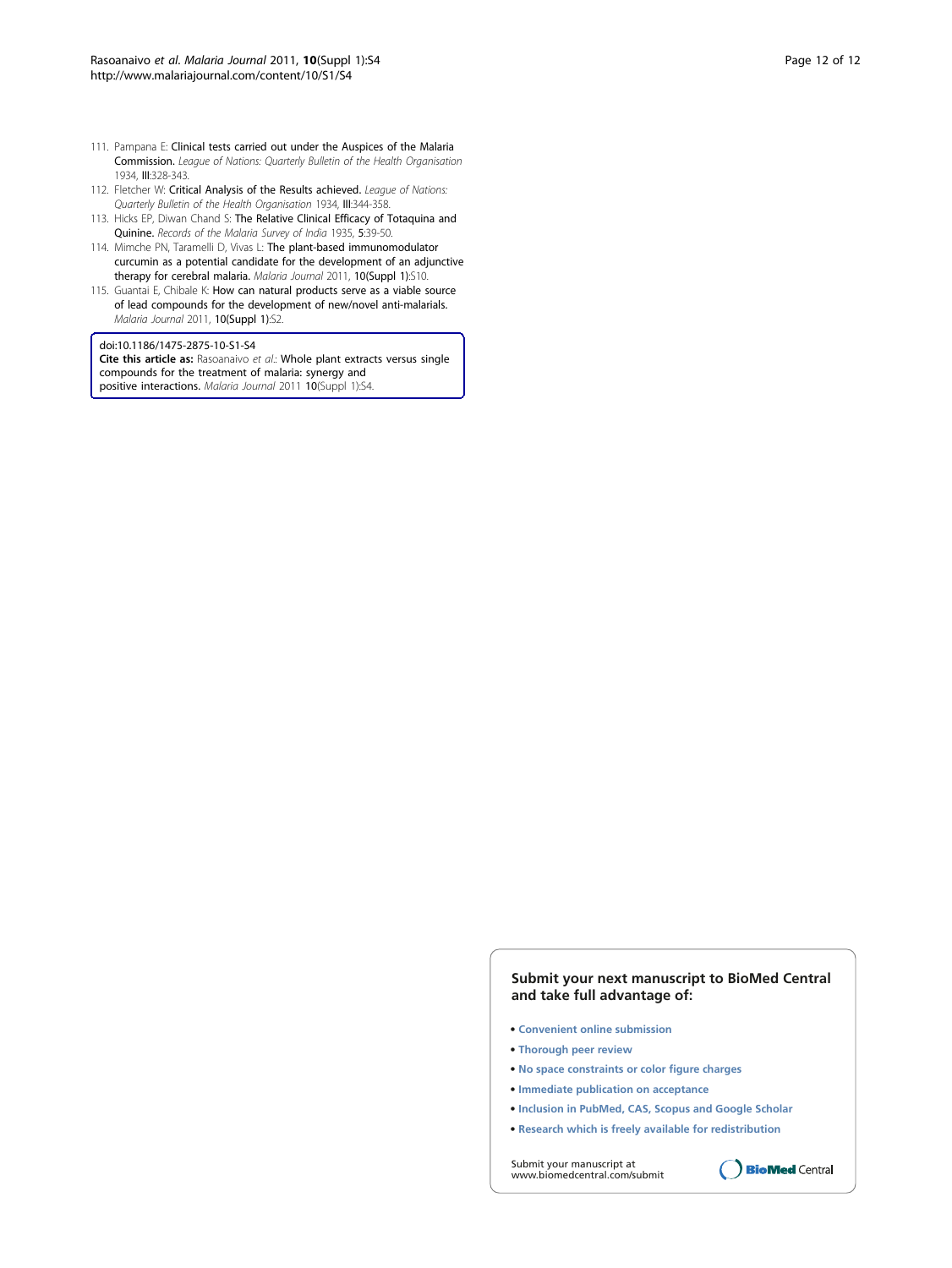111. Pampana E: **Clinical tests carried out under the Auspices of the Malaria Commission.** *League of Nations: Quarterly Bulletin of the Health Organisation* 1934, **III**:328-343.
112. Fletcher W: **Critical Analysis of the Results achieved.** *League of Nations: Quarterly Bulletin of the Health Organisation* 1934, **III**:344-358.
113. Hicks EP, Diwan Chand S: **The Relative Clinical Efficacy of Totaquina and Quinine.** *Records of the Malaria Survey of India* 1935, **5**:39-50.
114. Mimche PN, Taramelli D, Vivas L: **The plant-based immunomodulator curcumin as a potential candidate for the development of an adjunctive therapy for cerebral malaria.** *Malaria Journal* 2011, **10(Suppl 1)**:S10.
115. Guantai E, Chibale K: **How can natural products serve as a viable source of lead compounds for the development of new/novel anti-malarials.** *Malaria Journal* 2011, **10(Suppl 1)**:S2.

doi:10.1186/1475-2875-10-S1-S4
**Cite this article as:** Rasoanaivo *et al.*: Whole plant extracts versus single compounds for the treatment of malaria: synergy and positive interactions. *Malaria Journal* 2011 **10**(Suppl 1):S4.

**Submit your next manuscript to BioMed Central and take full advantage of:**

- **Convenient online submission**
- **Thorough peer review**
- **No space constraints or color figure charges**
- **Immediate publication on acceptance**
- **Inclusion in PubMed, CAS, Scopus and Google Scholar**
- **Research which is freely available for redistribution**

Submit your manuscript at www.biomedcentral.com/submit

BioMed Central